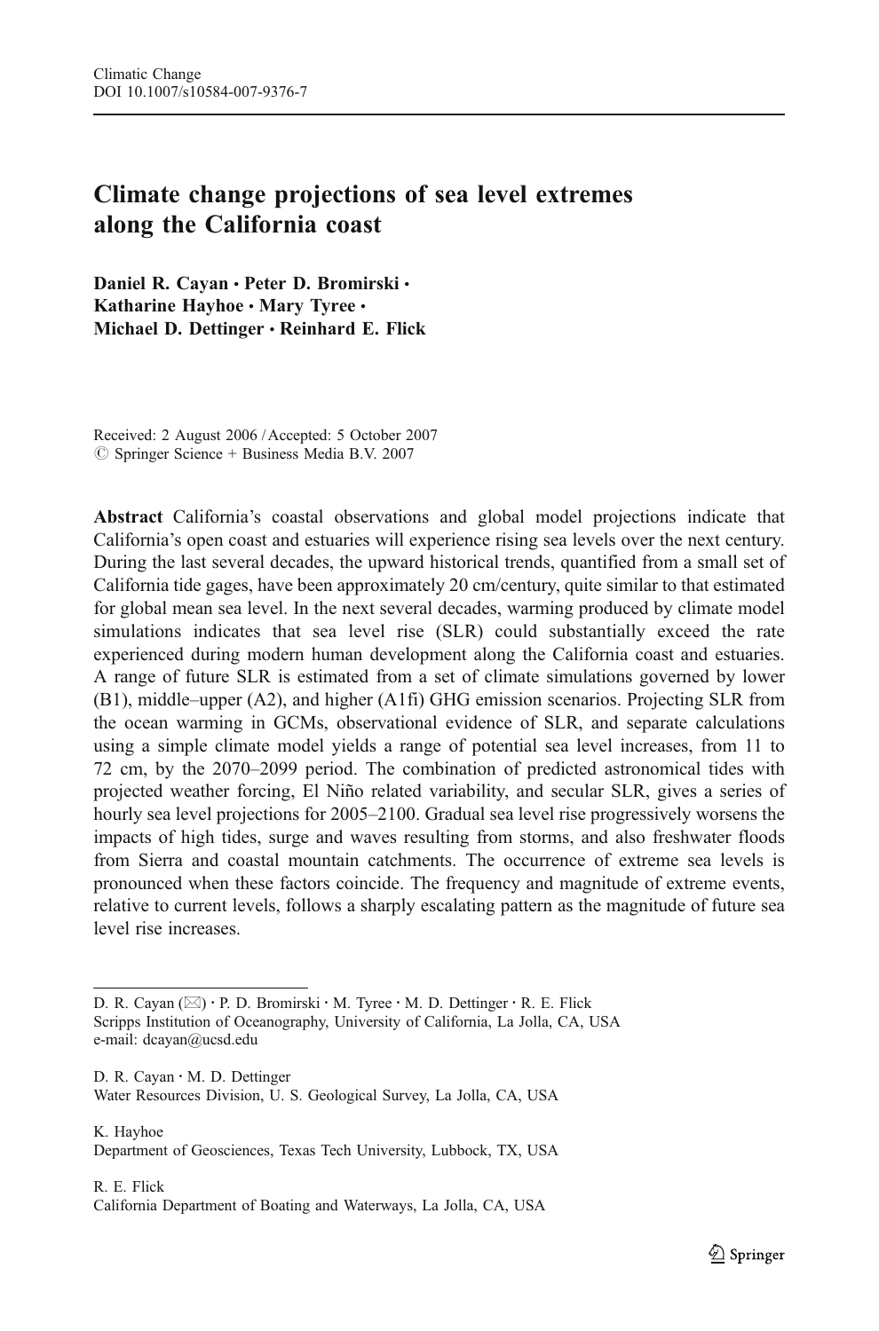Climatic Change
DOI 10.1007/s10584-007-9376-7

# Climate change projections of sea level extremes along the California coast

**Daniel R. Cayan · Peter D. Bromirski · Katharine Hayhoe · Mary Tyree · Michael D. Dettinger · Reinhard E. Flick**

Received: 2 August 2006 / Accepted: 5 October 2007
© Springer Science + Business Media B.V. 2007

**Abstract** California's coastal observations and global model projections indicate that California's open coast and estuaries will experience rising sea levels over the next century. During the last several decades, the upward historical trends, quantified from a small set of California tide gages, have been approximately 20 cm/century, quite similar to that estimated for global mean sea level. In the next several decades, warming produced by climate model simulations indicates that sea level rise (SLR) could substantially exceed the rate experienced during modern human development along the California coast and estuaries. A range of future SLR is estimated from a set of climate simulations governed by lower (B1), middle–upper (A2), and higher (A1fi) GHG emission scenarios. Projecting SLR from the ocean warming in GCMs, observational evidence of SLR, and separate calculations using a simple climate model yields a range of potential sea level increases, from 11 to 72 cm, by the 2070–2099 period. The combination of predicted astronomical tides with projected weather forcing, El Niño related variability, and secular SLR, gives a series of hourly sea level projections for 2005–2100. Gradual sea level rise progressively worsens the impacts of high tides, surge and waves resulting from storms, and also freshwater floods from Sierra and coastal mountain catchments. The occurrence of extreme sea levels is pronounced when these factors coincide. The frequency and magnitude of extreme events, relative to current levels, follows a sharply escalating pattern as the magnitude of future sea level rise increases.

---

D. R. Cayan (✉) · P. D. Bromirski · M. Tyree · M. D. Dettinger · R. E. Flick
Scripps Institution of Oceanography, University of California, La Jolla, CA, USA
e-mail: dcayan@ucsd.edu

D. R. Cayan · M. D. Dettinger
Water Resources Division, U. S. Geological Survey, La Jolla, CA, USA

K. Hayhoe
Department of Geosciences, Texas Tech University, Lubbock, TX, USA

R. E. Flick
California Department of Boating and Waterways, La Jolla, CA, USA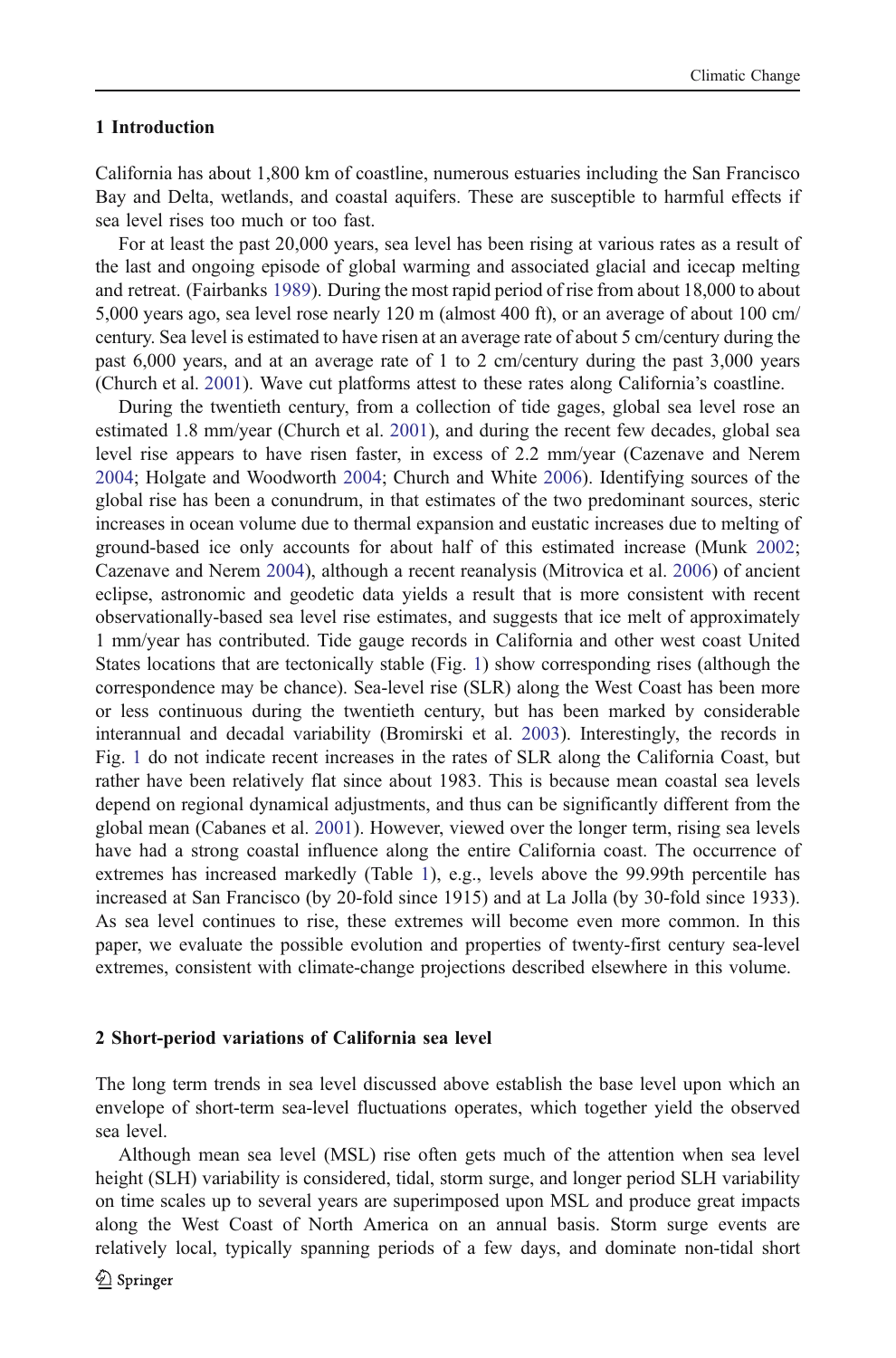## 1 Introduction

California has about 1,800 km of coastline, numerous estuaries including the San Francisco Bay and Delta, wetlands, and coastal aquifers. These are susceptible to harmful effects if sea level rises too much or too fast.

For at least the past 20,000 years, sea level has been rising at various rates as a result of the last and ongoing episode of global warming and associated glacial and icecap melting and retreat. (Fairbanks 1989). During the most rapid period of rise from about 18,000 to about 5,000 years ago, sea level rose nearly 120 m (almost 400 ft), or an average of about 100 cm/century. Sea level is estimated to have risen at an average rate of about 5 cm/century during the past 6,000 years, and at an average rate of 1 to 2 cm/century during the past 3,000 years (Church et al. 2001). Wave cut platforms attest to these rates along California's coastline.

During the twentieth century, from a collection of tide gages, global sea level rose an estimated 1.8 mm/year (Church et al. 2001), and during the recent few decades, global sea level rise appears to have risen faster, in excess of 2.2 mm/year (Cazenave and Nerem 2004; Holgate and Woodworth 2004; Church and White 2006). Identifying sources of the global rise has been a conundrum, in that estimates of the two predominant sources, steric increases in ocean volume due to thermal expansion and eustatic increases due to melting of ground-based ice only accounts for about half of this estimated increase (Munk 2002; Cazenave and Nerem 2004), although a recent reanalysis (Mitrovica et al. 2006) of ancient eclipse, astronomic and geodetic data yields a result that is more consistent with recent observationally-based sea level rise estimates, and suggests that ice melt of approximately 1 mm/year has contributed. Tide gauge records in California and other west coast United States locations that are tectonically stable (Fig. 1) show corresponding rises (although the correspondence may be chance). Sea-level rise (SLR) along the West Coast has been more or less continuous during the twentieth century, but has been marked by considerable interannual and decadal variability (Bromirski et al. 2003). Interestingly, the records in Fig. 1 do not indicate recent increases in the rates of SLR along the California Coast, but rather have been relatively flat since about 1983. This is because mean coastal sea levels depend on regional dynamical adjustments, and thus can be significantly different from the global mean (Cabanes et al. 2001). However, viewed over the longer term, rising sea levels have had a strong coastal influence along the entire California coast. The occurrence of extremes has increased markedly (Table 1), e.g., levels above the 99.99th percentile has increased at San Francisco (by 20-fold since 1915) and at La Jolla (by 30-fold since 1933). As sea level continues to rise, these extremes will become even more common. In this paper, we evaluate the possible evolution and properties of twenty-first century sea-level extremes, consistent with climate-change projections described elsewhere in this volume.

## 2 Short-period variations of California sea level

The long term trends in sea level discussed above establish the base level upon which an envelope of short-term sea-level fluctuations operates, which together yield the observed sea level.

Although mean sea level (MSL) rise often gets much of the attention when sea level height (SLH) variability is considered, tidal, storm surge, and longer period SLH variability on time scales up to several years are superimposed upon MSL and produce great impacts along the West Coast of North America on an annual basis. Storm surge events are relatively local, typically spanning periods of a few days, and dominate non-tidal short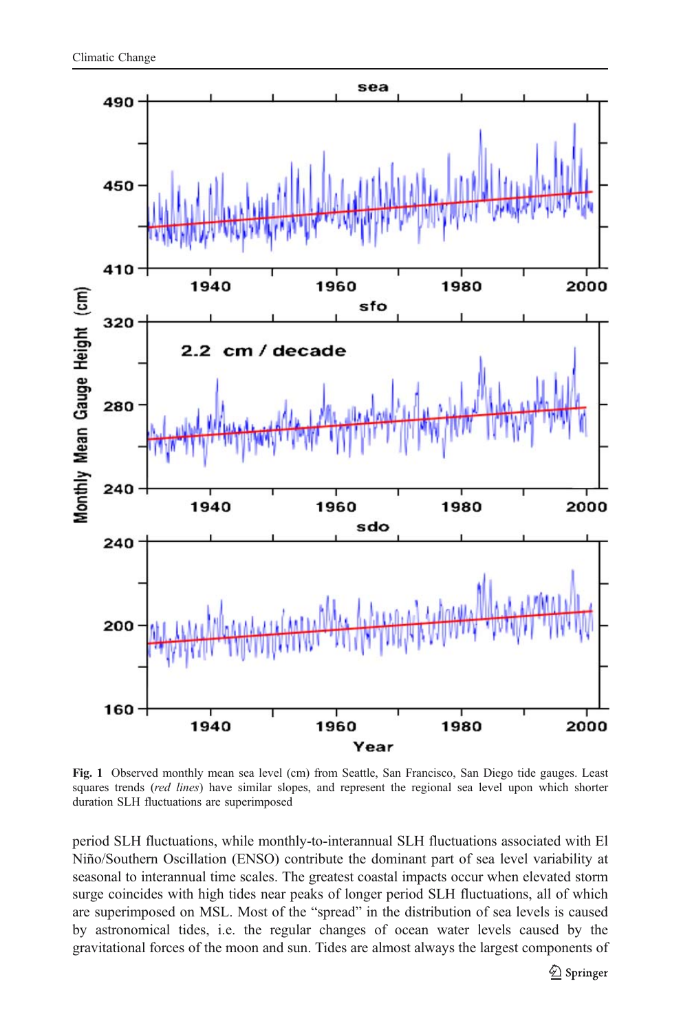Fig. 1 Observed monthly mean sea level (cm) from Seattle, San Francisco, San Diego tide gauges. Least squares trends (*red lines*) have similar slopes, and represent the regional sea level upon which shorter duration SLH fluctuations are superimposed

period SLH fluctuations, while monthly-to-interannual SLH fluctuations associated with El Niño/Southern Oscillation (ENSO) contribute the dominant part of sea level variability at seasonal to interannual time scales. The greatest coastal impacts occur when elevated storm surge coincides with high tides near peaks of longer period SLH fluctuations, all of which are superimposed on MSL. Most of the "spread" in the distribution of sea levels is caused by astronomical tides, i.e. the regular changes of ocean water levels caused by the gravitational forces of the moon and sun. Tides are almost always the largest components of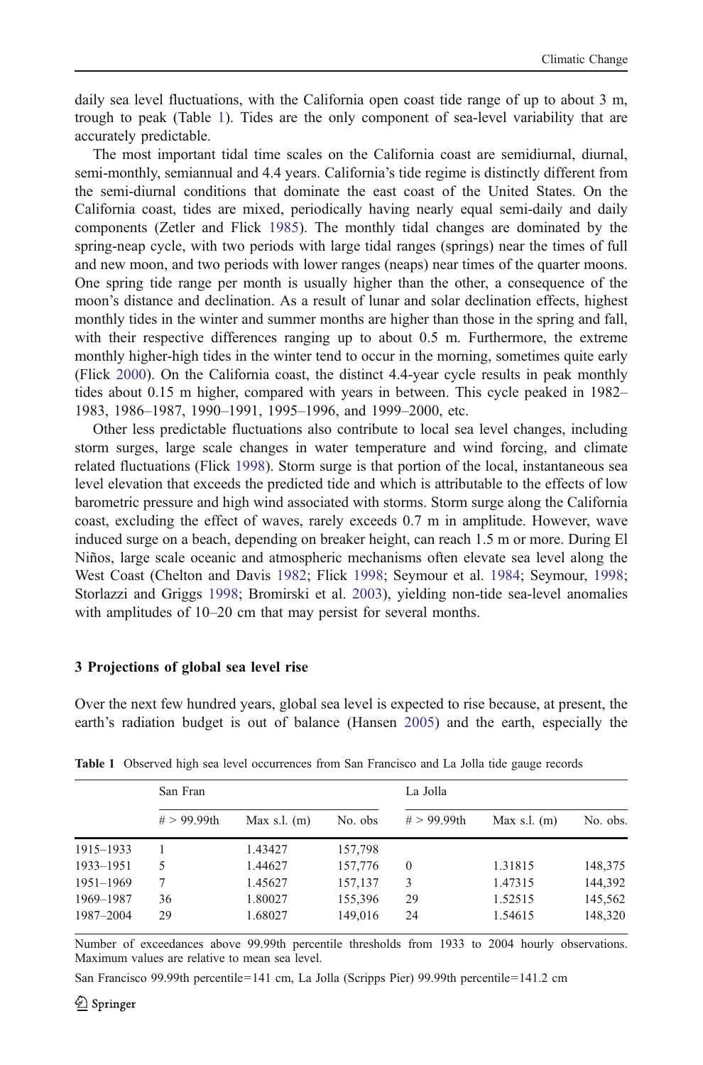daily sea level fluctuations, with the California open coast tide range of up to about 3 m, trough to peak (Table 1). Tides are the only component of sea-level variability that are accurately predictable.

The most important tidal time scales on the California coast are semidiurnal, diurnal, semi-monthly, semiannual and 4.4 years. California's tide regime is distinctly different from the semi-diurnal conditions that dominate the east coast of the United States. On the California coast, tides are mixed, periodically having nearly equal semi-daily and daily components (Zetler and Flick 1985). The monthly tidal changes are dominated by the spring-neap cycle, with two periods with large tidal ranges (springs) near the times of full and new moon, and two periods with lower ranges (neaps) near times of the quarter moons. One spring tide range per month is usually higher than the other, a consequence of the moon's distance and declination. As a result of lunar and solar declination effects, highest monthly tides in the winter and summer months are higher than those in the spring and fall, with their respective differences ranging up to about 0.5 m. Furthermore, the extreme monthly higher-high tides in the winter tend to occur in the morning, sometimes quite early (Flick 2000). On the California coast, the distinct 4.4-year cycle results in peak monthly tides about 0.15 m higher, compared with years in between. This cycle peaked in 1982–1983, 1986–1987, 1990–1991, 1995–1996, and 1999–2000, etc.

Other less predictable fluctuations also contribute to local sea level changes, including storm surges, large scale changes in water temperature and wind forcing, and climate related fluctuations (Flick 1998). Storm surge is that portion of the local, instantaneous sea level elevation that exceeds the predicted tide and which is attributable to the effects of low barometric pressure and high wind associated with storms. Storm surge along the California coast, excluding the effect of waves, rarely exceeds 0.7 m in amplitude. However, wave induced surge on a beach, depending on breaker height, can reach 1.5 m or more. During El Niños, large scale oceanic and atmospheric mechanisms often elevate sea level along the West Coast (Chelton and Davis 1982; Flick 1998; Seymour et al. 1984; Seymour, 1998; Storlazzi and Griggs 1998; Bromirski et al. 2003), yielding non-tide sea-level anomalies with amplitudes of 10–20 cm that may persist for several months.

## 3 Projections of global sea level rise

Over the next few hundred years, global sea level is expected to rise because, at present, the earth's radiation budget is out of balance (Hansen 2005) and the earth, especially the

**Table 1** Observed high sea level occurrences from San Francisco and La Jolla tide gauge records

| | San Fran | | | La Jolla | | |
|---|---|---|---|---|---|---|
| | # > 99.99th | Max s.l. (m) | No. obs | # > 99.99th | Max s.l. (m) | No. obs. |
| 1915–1933 | 1 | 1.43427 | 157,798 | | | |
| 1933–1951 | 5 | 1.44627 | 157,776 | 0 | 1.31815 | 148,375 |
| 1951–1969 | 7 | 1.45627 | 157,137 | 3 | 1.47315 | 144,392 |
| 1969–1987 | 36 | 1.80027 | 155,396 | 29 | 1.52515 | 145,562 |
| 1987–2004 | 29 | 1.68027 | 149,016 | 24 | 1.54615 | 148,320 |

Number of exceedances above 99.99th percentile thresholds from 1933 to 2004 hourly observations. Maximum values are relative to mean sea level.

San Francisco 99.99th percentile=141 cm, La Jolla (Scripps Pier) 99.99th percentile=141.2 cm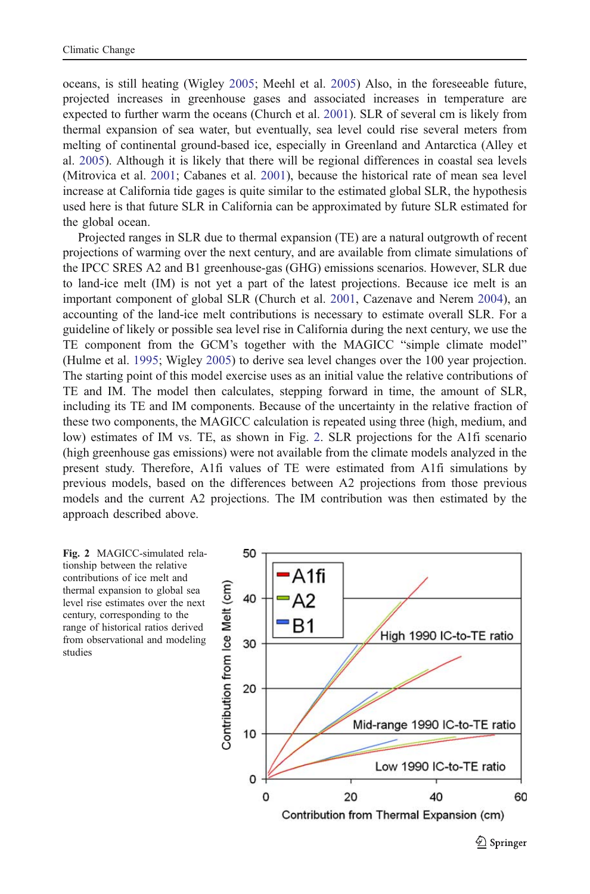oceans, is still heating (Wigley 2005; Meehl et al. 2005) Also, in the foreseeable future, projected increases in greenhouse gases and associated increases in temperature are expected to further warm the oceans (Church et al. 2001). SLR of several cm is likely from thermal expansion of sea water, but eventually, sea level could rise several meters from melting of continental ground-based ice, especially in Greenland and Antarctica (Alley et al. 2005). Although it is likely that there will be regional differences in coastal sea levels (Mitrovica et al. 2001; Cabanes et al. 2001), because the historical rate of mean sea level increase at California tide gages is quite similar to the estimated global SLR, the hypothesis used here is that future SLR in California can be approximated by future SLR estimated for the global ocean.

Projected ranges in SLR due to thermal expansion (TE) are a natural outgrowth of recent projections of warming over the next century, and are available from climate simulations of the IPCC SRES A2 and B1 greenhouse-gas (GHG) emissions scenarios. However, SLR due to land-ice melt (IM) is not yet a part of the latest projections. Because ice melt is an important component of global SLR (Church et al. 2001, Cazenave and Nerem 2004), an accounting of the land-ice melt contributions is necessary to estimate overall SLR. For a guideline of likely or possible sea level rise in California during the next century, we use the TE component from the GCM's together with the MAGICC "simple climate model" (Hulme et al. 1995; Wigley 2005) to derive sea level changes over the 100 year projection. The starting point of this model exercise uses as an initial value the relative contributions of TE and IM. The model then calculates, stepping forward in time, the amount of SLR, including its TE and IM components. Because of the uncertainty in the relative fraction of these two components, the MAGICC calculation is repeated using three (high, medium, and low) estimates of IM vs. TE, as shown in Fig. 2. SLR projections for the A1fi scenario (high greenhouse gas emissions) were not available from the climate models analyzed in the present study. Therefore, A1fi values of TE were estimated from A1fi simulations by previous models, based on the differences between A2 projections from those previous models and the current A2 projections. The IM contribution was then estimated by the approach described above.

**Fig. 2** MAGICC-simulated relationship between the relative contributions of ice melt and thermal expansion to global sea level rise estimates over the next century, corresponding to the range of historical ratios derived from observational and modeling studies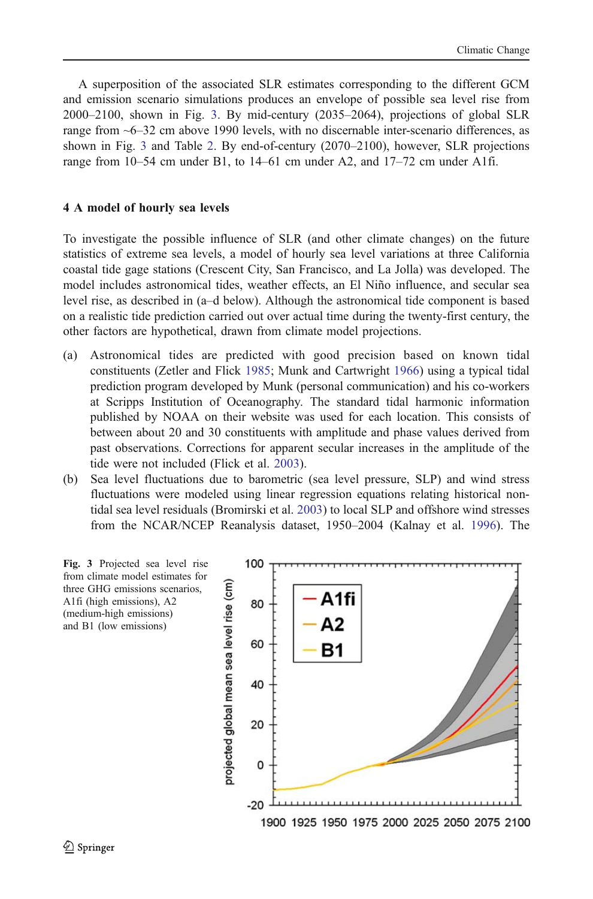A superposition of the associated SLR estimates corresponding to the different GCM and emission scenario simulations produces an envelope of possible sea level rise from 2000–2100, shown in Fig. 3. By mid-century (2035–2064), projections of global SLR range from ~6–32 cm above 1990 levels, with no discernable inter-scenario differences, as shown in Fig. 3 and Table 2. By end-of-century (2070–2100), however, SLR projections range from 10–54 cm under B1, to 14–61 cm under A2, and 17–72 cm under A1fi.

## 4 A model of hourly sea levels

To investigate the possible influence of SLR (and other climate changes) on the future statistics of extreme sea levels, a model of hourly sea level variations at three California coastal tide gage stations (Crescent City, San Francisco, and La Jolla) was developed. The model includes astronomical tides, weather effects, an El Niño influence, and secular sea level rise, as described in (a–d below). Although the astronomical tide component is based on a realistic tide prediction carried out over actual time during the twenty-first century, the other factors are hypothetical, drawn from climate model projections.

(a) Astronomical tides are predicted with good precision based on known tidal constituents (Zetler and Flick 1985; Munk and Cartwright 1966) using a typical tidal prediction program developed by Munk (personal communication) and his co-workers at Scripps Institution of Oceanography. The standard tidal harmonic information published by NOAA on their website was used for each location. This consists of between about 20 and 30 constituents with amplitude and phase values derived from past observations. Corrections for apparent secular increases in the amplitude of the tide were not included (Flick et al. 2003).

(b) Sea level fluctuations due to barometric (sea level pressure, SLP) and wind stress fluctuations were modeled using linear regression equations relating historical non-tidal sea level residuals (Bromirski et al. 2003) to local SLP and offshore wind stresses from the NCAR/NCEP Reanalysis dataset, 1950–2004 (Kalnay et al. 1996). The

**Fig. 3** Projected sea level rise from climate model estimates for three GHG emissions scenarios, A1fi (high emissions), A2 (medium-high emissions) and B1 (low emissions)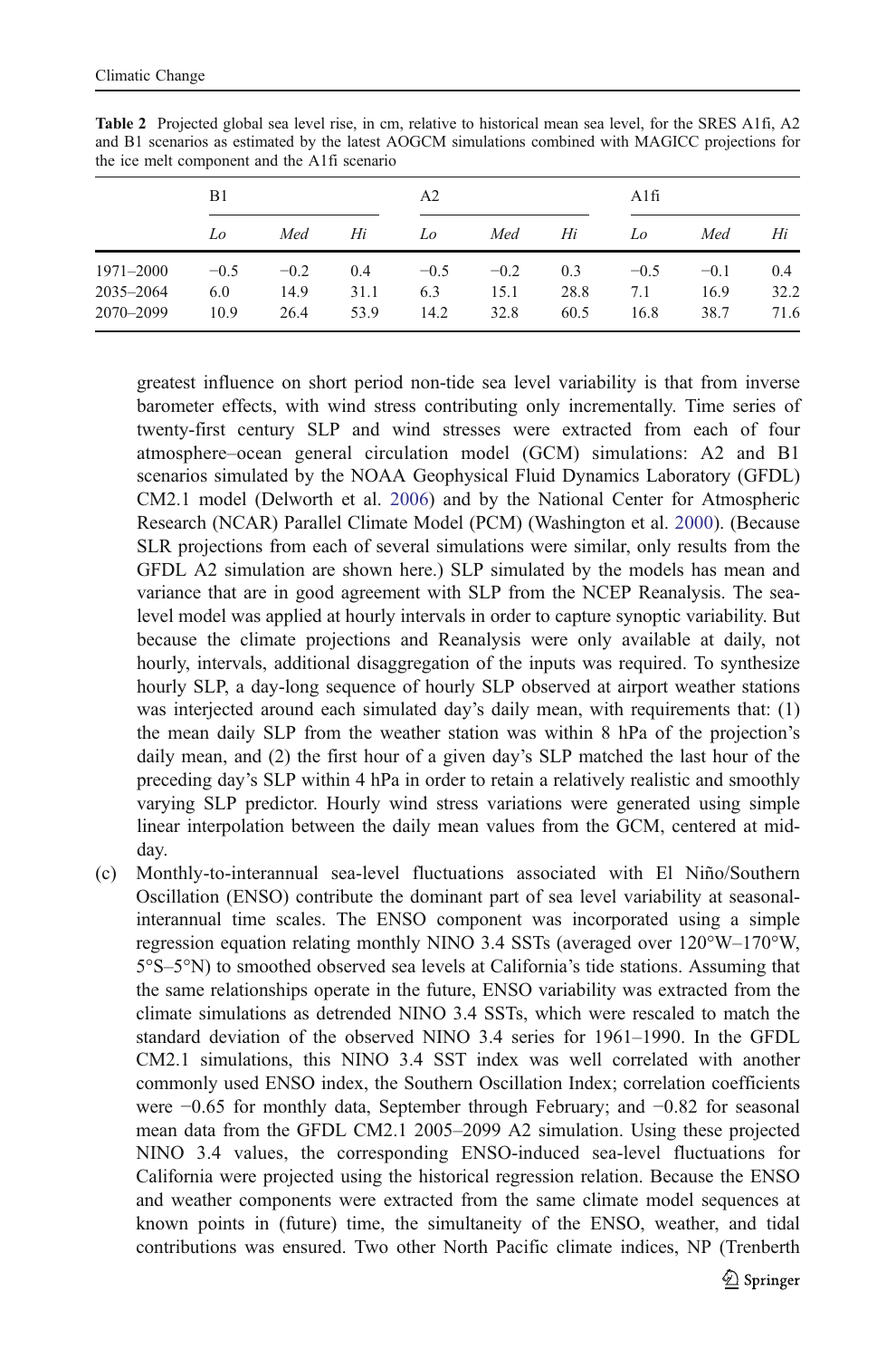**Table 2** Projected global sea level rise, in cm, relative to historical mean sea level, for the SRES A1fi, A2 and B1 scenarios as estimated by the latest AOGCM simulations combined with MAGICC projections for the ice melt component and the A1fi scenario

| | B1 | | | A2 | | | A1fi | | |
|---|---|---|---|---|---|---|---|---|---|
| | *Lo* | *Med* | *Hi* | *Lo* | *Med* | *Hi* | *Lo* | *Med* | *Hi* |
| 1971–2000 | −0.5 | −0.2 | 0.4 | −0.5 | −0.2 | 0.3 | −0.5 | −0.1 | 0.4 |
| 2035–2064 | 6.0 | 14.9 | 31.1 | 6.3 | 15.1 | 28.8 | 7.1 | 16.9 | 32.2 |
| 2070–2099 | 10.9 | 26.4 | 53.9 | 14.2 | 32.8 | 60.5 | 16.8 | 38.7 | 71.6 |

greatest influence on short period non-tide sea level variability is that from inverse barometer effects, with wind stress contributing only incrementally. Time series of twenty-first century SLP and wind stresses were extracted from each of four atmosphere–ocean general circulation model (GCM) simulations: A2 and B1 scenarios simulated by the NOAA Geophysical Fluid Dynamics Laboratory (GFDL) CM2.1 model (Delworth et al. 2006) and by the National Center for Atmospheric Research (NCAR) Parallel Climate Model (PCM) (Washington et al. 2000). (Because SLR projections from each of several simulations were similar, only results from the GFDL A2 simulation are shown here.) SLP simulated by the models has mean and variance that are in good agreement with SLP from the NCEP Reanalysis. The sea-level model was applied at hourly intervals in order to capture synoptic variability. But because the climate projections and Reanalysis were only available at daily, not hourly, intervals, additional disaggregation of the inputs was required. To synthesize hourly SLP, a day-long sequence of hourly SLP observed at airport weather stations was interjected around each simulated day's daily mean, with requirements that: (1) the mean daily SLP from the weather station was within 8 hPa of the projection's daily mean, and (2) the first hour of a given day's SLP matched the last hour of the preceding day's SLP within 4 hPa in order to retain a relatively realistic and smoothly varying SLP predictor. Hourly wind stress variations were generated using simple linear interpolation between the daily mean values from the GCM, centered at mid-day.

(c) Monthly-to-interannual sea-level fluctuations associated with El Niño/Southern Oscillation (ENSO) contribute the dominant part of sea level variability at seasonal-interannual time scales. The ENSO component was incorporated using a simple regression equation relating monthly NINO 3.4 SSTs (averaged over 120°W–170°W, 5°S–5°N) to smoothed observed sea levels at California's tide stations. Assuming that the same relationships operate in the future, ENSO variability was extracted from the climate simulations as detrended NINO 3.4 SSTs, which were rescaled to match the standard deviation of the observed NINO 3.4 series for 1961–1990. In the GFDL CM2.1 simulations, this NINO 3.4 SST index was well correlated with another commonly used ENSO index, the Southern Oscillation Index; correlation coefficients were −0.65 for monthly data, September through February; and −0.82 for seasonal mean data from the GFDL CM2.1 2005–2099 A2 simulation. Using these projected NINO 3.4 values, the corresponding ENSO-induced sea-level fluctuations for California were projected using the historical regression relation. Because the ENSO and weather components were extracted from the same climate model sequences at known points in (future) time, the simultaneity of the ENSO, weather, and tidal contributions was ensured. Two other North Pacific climate indices, NP (Trenberth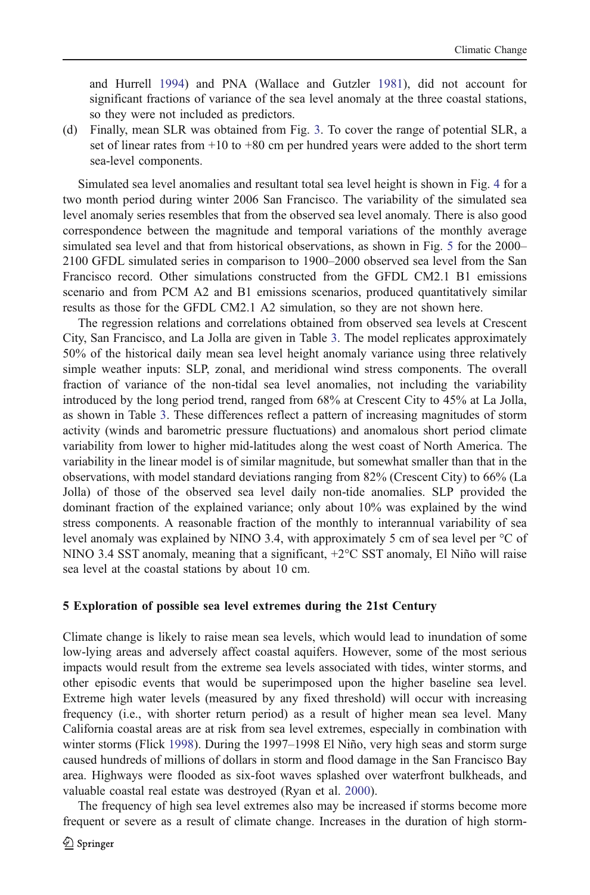and Hurrell 1994) and PNA (Wallace and Gutzler 1981), did not account for significant fractions of variance of the sea level anomaly at the three coastal stations, so they were not included as predictors.

(d) Finally, mean SLR was obtained from Fig. 3. To cover the range of potential SLR, a set of linear rates from +10 to +80 cm per hundred years were added to the short term sea-level components.

Simulated sea level anomalies and resultant total sea level height is shown in Fig. 4 for a two month period during winter 2006 San Francisco. The variability of the simulated sea level anomaly series resembles that from the observed sea level anomaly. There is also good correspondence between the magnitude and temporal variations of the monthly average simulated sea level and that from historical observations, as shown in Fig. 5 for the 2000–2100 GFDL simulated series in comparison to 1900–2000 observed sea level from the San Francisco record. Other simulations constructed from the GFDL CM2.1 B1 emissions scenario and from PCM A2 and B1 emissions scenarios, produced quantitatively similar results as those for the GFDL CM2.1 A2 simulation, so they are not shown here.

The regression relations and correlations obtained from observed sea levels at Crescent City, San Francisco, and La Jolla are given in Table 3. The model replicates approximately 50% of the historical daily mean sea level height anomaly variance using three relatively simple weather inputs: SLP, zonal, and meridional wind stress components. The overall fraction of variance of the non-tidal sea level anomalies, not including the variability introduced by the long period trend, ranged from 68% at Crescent City to 45% at La Jolla, as shown in Table 3. These differences reflect a pattern of increasing magnitudes of storm activity (winds and barometric pressure fluctuations) and anomalous short period climate variability from lower to higher mid-latitudes along the west coast of North America. The variability in the linear model is of similar magnitude, but somewhat smaller than that in the observations, with model standard deviations ranging from 82% (Crescent City) to 66% (La Jolla) of those of the observed sea level daily non-tide anomalies. SLP provided the dominant fraction of the explained variance; only about 10% was explained by the wind stress components. A reasonable fraction of the monthly to interannual variability of sea level anomaly was explained by NINO 3.4, with approximately 5 cm of sea level per °C of NINO 3.4 SST anomaly, meaning that a significant, +2°C SST anomaly, El Niño will raise sea level at the coastal stations by about 10 cm.

## 5 Exploration of possible sea level extremes during the 21st Century

Climate change is likely to raise mean sea levels, which would lead to inundation of some low-lying areas and adversely affect coastal aquifers. However, some of the most serious impacts would result from the extreme sea levels associated with tides, winter storms, and other episodic events that would be superimposed upon the higher baseline sea level. Extreme high water levels (measured by any fixed threshold) will occur with increasing frequency (i.e., with shorter return period) as a result of higher mean sea level. Many California coastal areas are at risk from sea level extremes, especially in combination with winter storms (Flick 1998). During the 1997–1998 El Niño, very high seas and storm surge caused hundreds of millions of dollars in storm and flood damage in the San Francisco Bay area. Highways were flooded as six-foot waves splashed over waterfront bulkheads, and valuable coastal real estate was destroyed (Ryan et al. 2000).

The frequency of high sea level extremes also may be increased if storms become more frequent or severe as a result of climate change. Increases in the duration of high storm-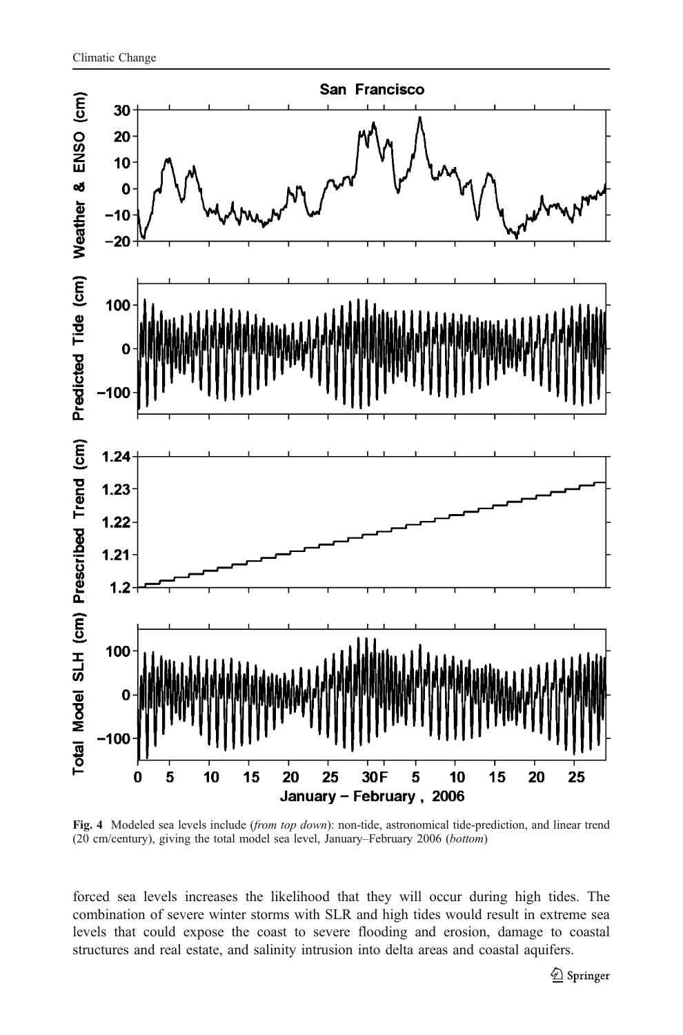**Fig. 4** Modeled sea levels include (*from top down*): non-tide, astronomical tide-prediction, and linear trend (20 cm/century), giving the total model sea level, January–February 2006 (*bottom*)

forced sea levels increases the likelihood that they will occur during high tides. The combination of severe winter storms with SLR and high tides would result in extreme sea levels that could expose the coast to severe flooding and erosion, damage to coastal structures and real estate, and salinity intrusion into delta areas and coastal aquifers.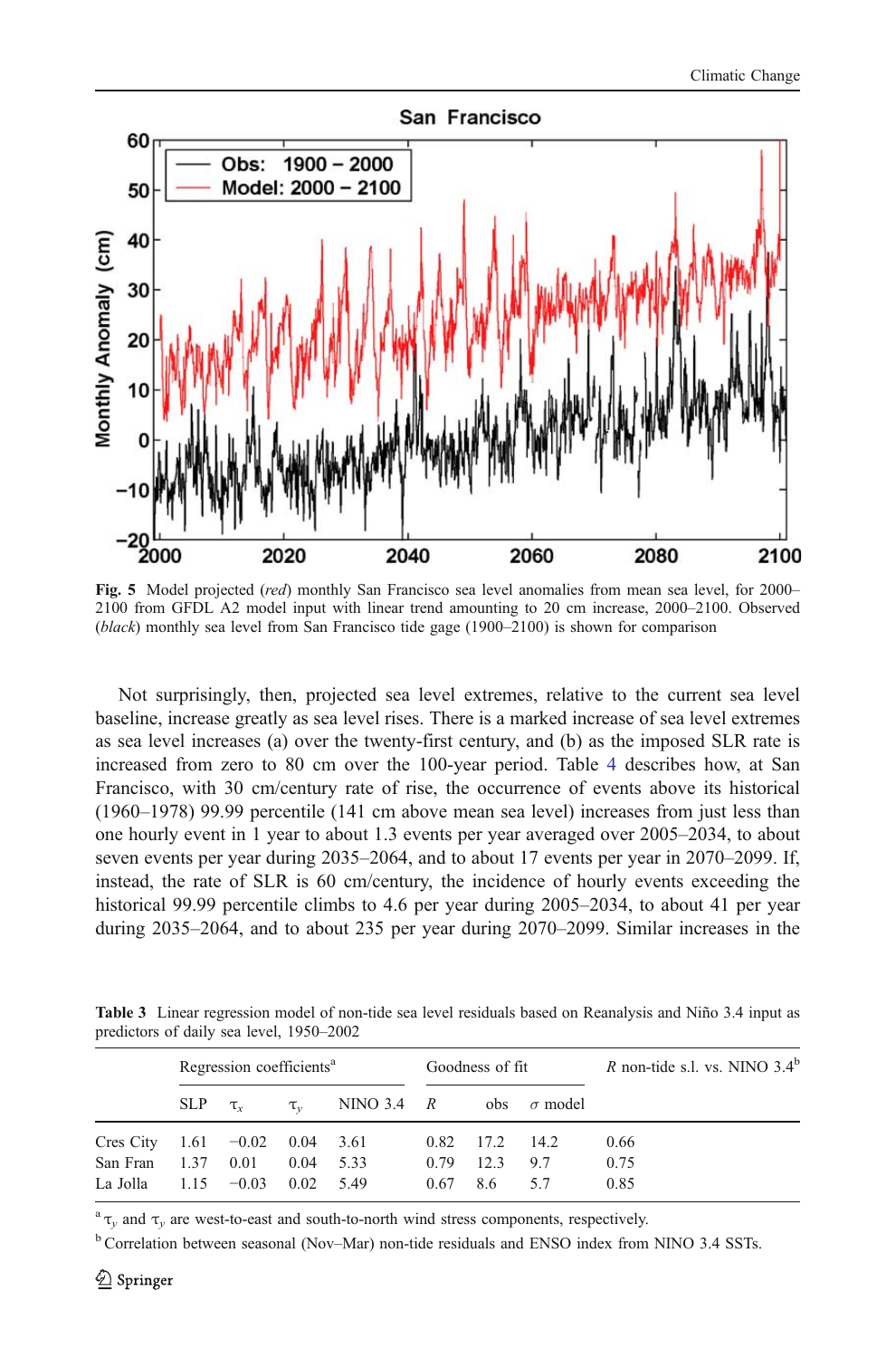**Fig. 5** Model projected (*red*) monthly San Francisco sea level anomalies from mean sea level, for 2000–2100 from GFDL A2 model input with linear trend amounting to 20 cm increase, 2000–2100. Observed (*black*) monthly sea level from San Francisco tide gage (1900–2100) is shown for comparison

Not surprisingly, then, projected sea level extremes, relative to the current sea level baseline, increase greatly as sea level rises. There is a marked increase of sea level extremes as sea level increases (a) over the twenty-first century, and (b) as the imposed SLR rate is increased from zero to 80 cm over the 100-year period. Table 4 describes how, at San Francisco, with 30 cm/century rate of rise, the occurrence of events above its historical (1960–1978) 99.99 percentile (141 cm above mean sea level) increases from just less than one hourly event in 1 year to about 1.3 events per year averaged over 2005–2034, to about seven events per year during 2035–2064, and to about 17 events per year in 2070–2099. If, instead, the rate of SLR is 60 cm/century, the incidence of hourly events exceeding the historical 99.99 percentile climbs to 4.6 per year during 2005–2034, to about 41 per year during 2035–2064, and to about 235 per year during 2070–2099. Similar increases in the

**Table 3** Linear regression model of non-tide sea level residuals based on Reanalysis and Niño 3.4 input as predictors of daily sea level, 1950–2002

| | Regression coefficients[a] | | | | Goodness of fit | | | *R* non-tide s.l. vs. NINO 3.4[b] |
|---|---|---|---|---|---|---|---|---|
| | SLP | $\tau_x$ | $\tau_y$ | NINO 3.4 | *R* | obs | $\sigma$ model | |
| Cres City | 1.61 | −0.02 | 0.04 | 3.61 | 0.82 | 17.2 | 14.2 | 0.66 |
| San Fran | 1.37 | 0.01 | 0.04 | 5.33 | 0.79 | 12.3 | 9.7 | 0.75 |
| La Jolla | 1.15 | −0.03 | 0.02 | 5.49 | 0.67 | 8.6 | 5.7 | 0.85 |

[a] $\tau_y$ and $\tau_y$ are west-to-east and south-to-north wind stress components, respectively.

[b] Correlation between seasonal (Nov–Mar) non-tide residuals and ENSO index from NINO 3.4 SSTs.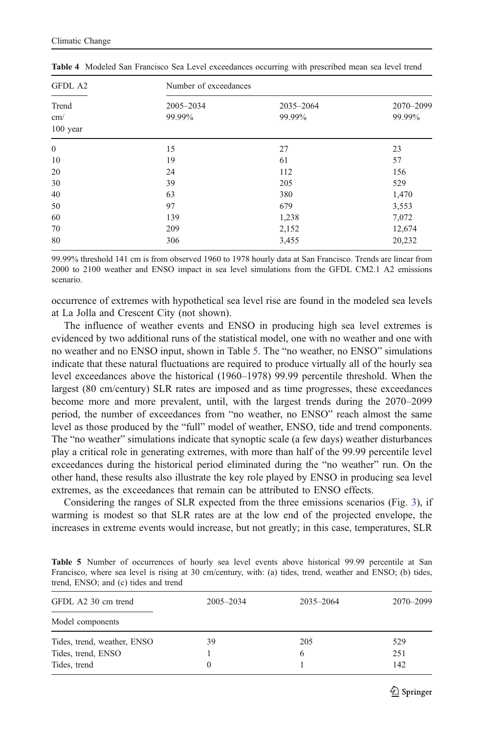Table 4 Modeled San Francisco Sea Level exceedances occurring with prescribed mean sea level trend

| GFDL A2 | Number of exceedances | | |
|---|---|---|---|
| Trend cm/ 100 year | 2005–2034 99.99% | 2035–2064 99.99% | 2070–2099 99.99% |
| 0 | 15 | 27 | 23 |
| 10 | 19 | 61 | 57 |
| 20 | 24 | 112 | 156 |
| 30 | 39 | 205 | 529 |
| 40 | 63 | 380 | 1,470 |
| 50 | 97 | 679 | 3,553 |
| 60 | 139 | 1,238 | 7,072 |
| 70 | 209 | 2,152 | 12,674 |
| 80 | 306 | 3,455 | 20,232 |

99.99% threshold 141 cm is from observed 1960 to 1978 hourly data at San Francisco. Trends are linear from 2000 to 2100 weather and ENSO impact in sea level simulations from the GFDL CM2.1 A2 emissions scenario.

occurrence of extremes with hypothetical sea level rise are found in the modeled sea levels at La Jolla and Crescent City (not shown).

The influence of weather events and ENSO in producing high sea level extremes is evidenced by two additional runs of the statistical model, one with no weather and one with no weather and no ENSO input, shown in Table 5. The "no weather, no ENSO" simulations indicate that these natural fluctuations are required to produce virtually all of the hourly sea level exceedances above the historical (1960–1978) 99.99 percentile threshold. When the largest (80 cm/century) SLR rates are imposed and as time progresses, these exceedances become more and more prevalent, until, with the largest trends during the 2070–2099 period, the number of exceedances from "no weather, no ENSO" reach almost the same level as those produced by the "full" model of weather, ENSO, tide and trend components. The "no weather" simulations indicate that synoptic scale (a few days) weather disturbances play a critical role in generating extremes, with more than half of the 99.99 percentile level exceedances during the historical period eliminated during the "no weather" run. On the other hand, these results also illustrate the key role played by ENSO in producing sea level extremes, as the exceedances that remain can be attributed to ENSO effects.

Considering the ranges of SLR expected from the three emissions scenarios (Fig. 3), if warming is modest so that SLR rates are at the low end of the projected envelope, the increases in extreme events would increase, but not greatly; in this case, temperatures, SLR

Table 5 Number of occurrences of hourly sea level events above historical 99.99 percentile at San Francisco, where sea level is rising at 30 cm/century, with: (a) tides, trend, weather and ENSO; (b) tides, trend, ENSO; and (c) tides and trend

| GFDL A2 30 cm trend | 2005–2034 | 2035–2064 | 2070–2099 |
|---|---|---|---|
| Model components | | | |
| Tides, trend, weather, ENSO | 39 | 205 | 529 |
| Tides, trend, ENSO | 1 | 6 | 251 |
| Tides, trend | 0 | 1 | 142 |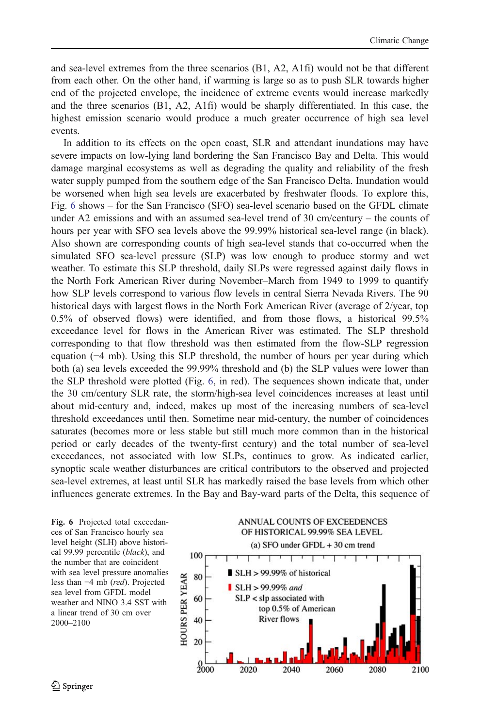and sea-level extremes from the three scenarios (B1, A2, A1fi) would not be that different from each other. On the other hand, if warming is large so as to push SLR towards higher end of the projected envelope, the incidence of extreme events would increase markedly and the three scenarios (B1, A2, A1fi) would be sharply differentiated. In this case, the highest emission scenario would produce a much greater occurrence of high sea level events.

In addition to its effects on the open coast, SLR and attendant inundations may have severe impacts on low-lying land bordering the San Francisco Bay and Delta. This would damage marginal ecosystems as well as degrading the quality and reliability of the fresh water supply pumped from the southern edge of the San Francisco Delta. Inundation would be worsened when high sea levels are exacerbated by freshwater floods. To explore this, Fig. 6 shows – for the San Francisco (SFO) sea-level scenario based on the GFDL climate under A2 emissions and with an assumed sea-level trend of 30 cm/century – the counts of hours per year with SFO sea levels above the 99.99% historical sea-level range (in black). Also shown are corresponding counts of high sea-level stands that co-occurred when the simulated SFO sea-level pressure (SLP) was low enough to produce stormy and wet weather. To estimate this SLP threshold, daily SLPs were regressed against daily flows in the North Fork American River during November–March from 1949 to 1999 to quantify how SLP levels correspond to various flow levels in central Sierra Nevada Rivers. The 90 historical days with largest flows in the North Fork American River (average of 2/year, top 0.5% of observed flows) were identified, and from those flows, a historical 99.5% exceedance level for flows in the American River was estimated. The SLP threshold corresponding to that flow threshold was then estimated from the flow-SLP regression equation (−4 mb). Using this SLP threshold, the number of hours per year during which both (a) sea levels exceeded the 99.99% threshold and (b) the SLP values were lower than the SLP threshold were plotted (Fig. 6, in red). The sequences shown indicate that, under the 30 cm/century SLR rate, the storm/high-sea level coincidences increases at least until about mid-century and, indeed, makes up most of the increasing numbers of sea-level threshold exceedances until then. Sometime near mid-century, the number of coincidences saturates (becomes more or less stable but still much more common than in the historical period or early decades of the twenty-first century) and the total number of sea-level exceedances, not associated with low SLPs, continues to grow. As indicated earlier, synoptic scale weather disturbances are critical contributors to the observed and projected sea-level extremes, at least until SLR has markedly raised the base levels from which other influences generate extremes. In the Bay and Bay-ward parts of the Delta, this sequence of

**Fig. 6** Projected total exceedances of San Francisco hourly sea level height (SLH) above historical 99.99 percentile (*black*), and the number that are coincident with sea level pressure anomalies less than −4 mb (*red*). Projected sea level from GFDL model weather and NINO 3.4 SST with a linear trend of 30 cm over 2000–2100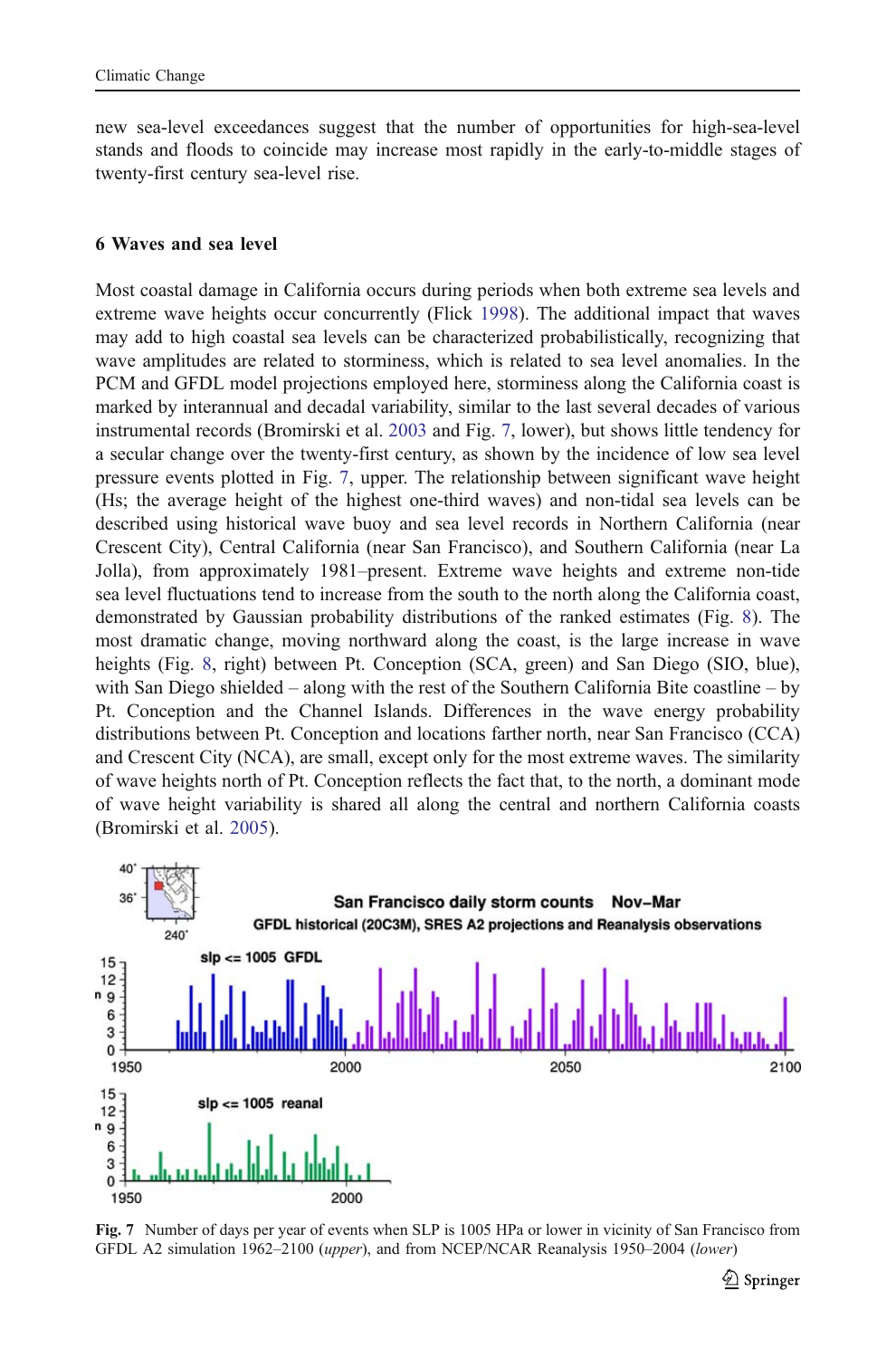new sea-level exceedances suggest that the number of opportunities for high-sea-level stands and floods to coincide may increase most rapidly in the early-to-middle stages of twenty-first century sea-level rise.

## 6 Waves and sea level

Most coastal damage in California occurs during periods when both extreme sea levels and extreme wave heights occur concurrently (Flick 1998). The additional impact that waves may add to high coastal sea levels can be characterized probabilistically, recognizing that wave amplitudes are related to storminess, which is related to sea level anomalies. In the PCM and GFDL model projections employed here, storminess along the California coast is marked by interannual and decadal variability, similar to the last several decades of various instrumental records (Bromirski et al. 2003 and Fig. 7, lower), but shows little tendency for a secular change over the twenty-first century, as shown by the incidence of low sea level pressure events plotted in Fig. 7, upper. The relationship between significant wave height (Hs; the average height of the highest one-third waves) and non-tidal sea levels can be described using historical wave buoy and sea level records in Northern California (near Crescent City), Central California (near San Francisco), and Southern California (near La Jolla), from approximately 1981–present. Extreme wave heights and extreme non-tide sea level fluctuations tend to increase from the south to the north along the California coast, demonstrated by Gaussian probability distributions of the ranked estimates (Fig. 8). The most dramatic change, moving northward along the coast, is the large increase in wave heights (Fig. 8, right) between Pt. Conception (SCA, green) and San Diego (SIO, blue), with San Diego shielded – along with the rest of the Southern California Bite coastline – by Pt. Conception and the Channel Islands. Differences in the wave energy probability distributions between Pt. Conception and locations farther north, near San Francisco (CCA) and Crescent City (NCA), are small, except only for the most extreme waves. The similarity of wave heights north of Pt. Conception reflects the fact that, to the north, a dominant mode of wave height variability is shared all along the central and northern California coasts (Bromirski et al. 2005).

**Fig. 7** Number of days per year of events when SLP is 1005 HPa or lower in vicinity of San Francisco from GFDL A2 simulation 1962–2100 (*upper*), and from NCEP/NCAR Reanalysis 1950–2004 (*lower*)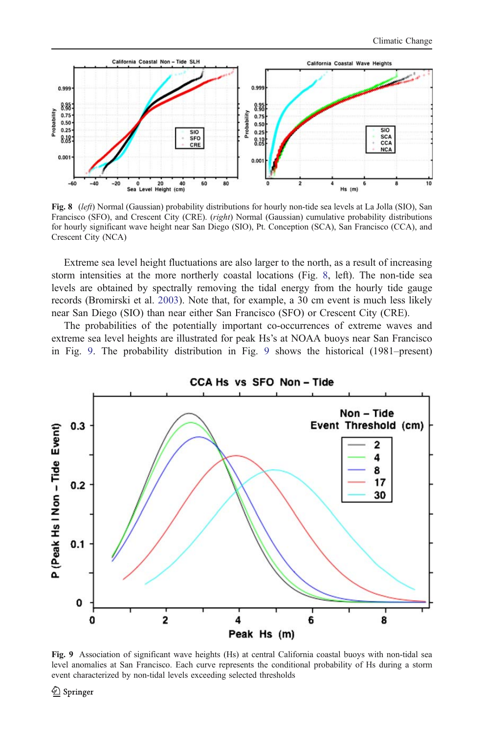**Fig. 8** (*left*) Normal (Gaussian) probability distributions for hourly non-tide sea levels at La Jolla (SIO), San Francisco (SFO), and Crescent City (CRE). (*right*) Normal (Gaussian) cumulative probability distributions for hourly significant wave height near San Diego (SIO), Pt. Conception (SCA), San Francisco (CCA), and Crescent City (NCA)

Extreme sea level height fluctuations are also larger to the north, as a result of increasing storm intensities at the more northerly coastal locations (Fig. 8, left). The non-tide sea levels are obtained by spectrally removing the tidal energy from the hourly tide gauge records (Bromirski et al. 2003). Note that, for example, a 30 cm event is much less likely near San Diego (SIO) than near either San Francisco (SFO) or Crescent City (CRE).

The probabilities of the potentially important co-occurrences of extreme waves and extreme sea level heights are illustrated for peak Hs's at NOAA buoys near San Francisco in Fig. 9. The probability distribution in Fig. 9 shows the historical (1981–present)

**Fig. 9** Association of significant wave heights (Hs) at central California coastal buoys with non-tidal sea level anomalies at San Francisco. Each curve represents the conditional probability of Hs during a storm event characterized by non-tidal levels exceeding selected thresholds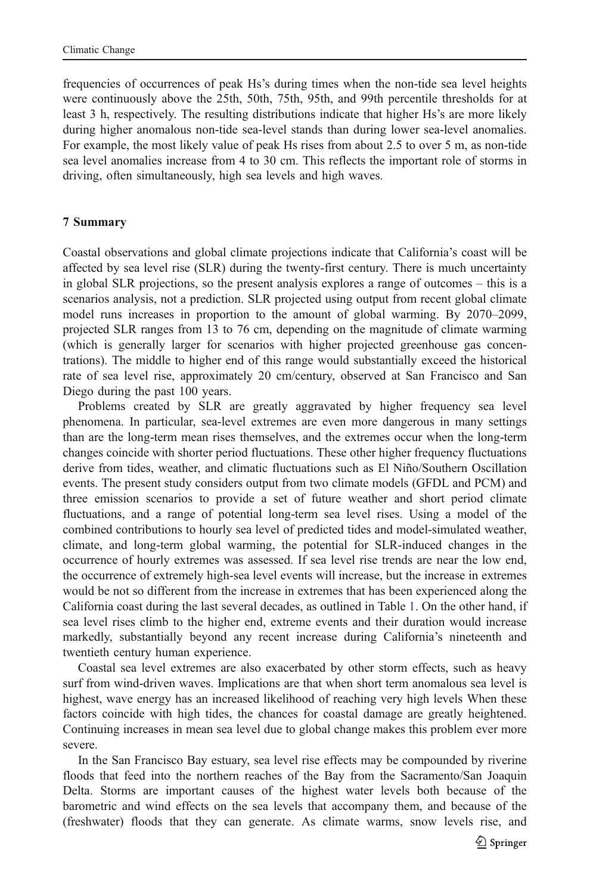frequencies of occurrences of peak Hs's during times when the non-tide sea level heights were continuously above the 25th, 50th, 75th, 95th, and 99th percentile thresholds for at least 3 h, respectively. The resulting distributions indicate that higher Hs's are more likely during higher anomalous non-tide sea-level stands than during lower sea-level anomalies. For example, the most likely value of peak Hs rises from about 2.5 to over 5 m, as non-tide sea level anomalies increase from 4 to 30 cm. This reflects the important role of storms in driving, often simultaneously, high sea levels and high waves.

## 7 Summary

Coastal observations and global climate projections indicate that California's coast will be affected by sea level rise (SLR) during the twenty-first century. There is much uncertainty in global SLR projections, so the present analysis explores a range of outcomes – this is a scenarios analysis, not a prediction. SLR projected using output from recent global climate model runs increases in proportion to the amount of global warming. By 2070–2099, projected SLR ranges from 13 to 76 cm, depending on the magnitude of climate warming (which is generally larger for scenarios with higher projected greenhouse gas concentrations). The middle to higher end of this range would substantially exceed the historical rate of sea level rise, approximately 20 cm/century, observed at San Francisco and San Diego during the past 100 years.

Problems created by SLR are greatly aggravated by higher frequency sea level phenomena. In particular, sea-level extremes are even more dangerous in many settings than are the long-term mean rises themselves, and the extremes occur when the long-term changes coincide with shorter period fluctuations. These other higher frequency fluctuations derive from tides, weather, and climatic fluctuations such as El Niño/Southern Oscillation events. The present study considers output from two climate models (GFDL and PCM) and three emission scenarios to provide a set of future weather and short period climate fluctuations, and a range of potential long-term sea level rises. Using a model of the combined contributions to hourly sea level of predicted tides and model-simulated weather, climate, and long-term global warming, the potential for SLR-induced changes in the occurrence of hourly extremes was assessed. If sea level rise trends are near the low end, the occurrence of extremely high-sea level events will increase, but the increase in extremes would be not so different from the increase in extremes that has been experienced along the California coast during the last several decades, as outlined in Table 1. On the other hand, if sea level rises climb to the higher end, extreme events and their duration would increase markedly, substantially beyond any recent increase during California's nineteenth and twentieth century human experience.

Coastal sea level extremes are also exacerbated by other storm effects, such as heavy surf from wind-driven waves. Implications are that when short term anomalous sea level is highest, wave energy has an increased likelihood of reaching very high levels When these factors coincide with high tides, the chances for coastal damage are greatly heightened. Continuing increases in mean sea level due to global change makes this problem ever more severe.

In the San Francisco Bay estuary, sea level rise effects may be compounded by riverine floods that feed into the northern reaches of the Bay from the Sacramento/San Joaquin Delta. Storms are important causes of the highest water levels both because of the barometric and wind effects on the sea levels that accompany them, and because of the (freshwater) floods that they can generate. As climate warms, snow levels rise, and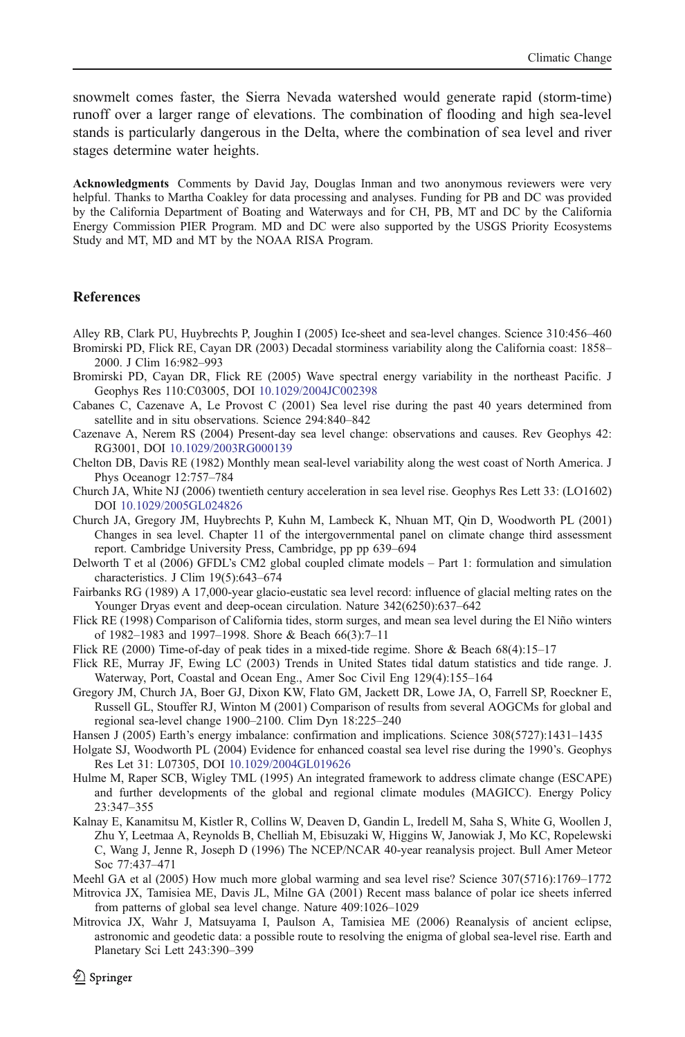snowmelt comes faster, the Sierra Nevada watershed would generate rapid (storm-time) runoff over a larger range of elevations. The combination of flooding and high sea-level stands is particularly dangerous in the Delta, where the combination of sea level and river stages determine water heights.

**Acknowledgments** Comments by David Jay, Douglas Inman and two anonymous reviewers were very helpful. Thanks to Martha Coakley for data processing and analyses. Funding for PB and DC was provided by the California Department of Boating and Waterways and for CH, PB, MT and DC by the California Energy Commission PIER Program. MD and DC were also supported by the USGS Priority Ecosystems Study and MT, MD and MT by the NOAA RISA Program.

## References

Alley RB, Clark PU, Huybrechts P, Joughin I (2005) Ice-sheet and sea-level changes. Science 310:456–460

Bromirski PD, Flick RE, Cayan DR (2003) Decadal storminess variability along the California coast: 1858–2000. J Clim 16:982–993

Bromirski PD, Cayan DR, Flick RE (2005) Wave spectral energy variability in the northeast Pacific. J Geophys Res 110:C03005, DOI 10.1029/2004JC002398

Cabanes C, Cazenave A, Le Provost C (2001) Sea level rise during the past 40 years determined from satellite and in situ observations. Science 294:840–842

Cazenave A, Nerem RS (2004) Present-day sea level change: observations and causes. Rev Geophys 42: RG3001, DOI 10.1029/2003RG000139

Chelton DB, Davis RE (1982) Monthly mean seal-level variability along the west coast of North America. J Phys Oceanogr 12:757–784

Church JA, White NJ (2006) twentieth century acceleration in sea level rise. Geophys Res Lett 33: (LO1602) DOI 10.1029/2005GL024826

Church JA, Gregory JM, Huybrechts P, Kuhn M, Lambeck K, Nhuan MT, Qin D, Woodworth PL (2001) Changes in sea level. Chapter 11 of the intergovernmental panel on climate change third assessment report. Cambridge University Press, Cambridge, pp pp 639–694

Delworth T et al (2006) GFDL's CM2 global coupled climate models – Part 1: formulation and simulation characteristics. J Clim 19(5):643–674

Fairbanks RG (1989) A 17,000-year glacio-eustatic sea level record: influence of glacial melting rates on the Younger Dryas event and deep-ocean circulation. Nature 342(6250):637–642

Flick RE (1998) Comparison of California tides, storm surges, and mean sea level during the El Niño winters of 1982–1983 and 1997–1998. Shore & Beach 66(3):7–11

Flick RE (2000) Time-of-day of peak tides in a mixed-tide regime. Shore & Beach 68(4):15–17

Flick RE, Murray JF, Ewing LC (2003) Trends in United States tidal datum statistics and tide range. J. Waterway, Port, Coastal and Ocean Eng., Amer Soc Civil Eng 129(4):155–164

Gregory JM, Church JA, Boer GJ, Dixon KW, Flato GM, Jackett DR, Lowe JA, O, Farrell SP, Roeckner E, Russell GL, Stouffer RJ, Winton M (2001) Comparison of results from several AOGCMs for global and regional sea-level change 1900–2100. Clim Dyn 18:225–240

Hansen J (2005) Earth's energy imbalance: confirmation and implications. Science 308(5727):1431–1435

Holgate SJ, Woodworth PL (2004) Evidence for enhanced coastal sea level rise during the 1990's. Geophys Res Let 31: L07305, DOI 10.1029/2004GL019626

Hulme M, Raper SCB, Wigley TML (1995) An integrated framework to address climate change (ESCAPE) and further developments of the global and regional climate modules (MAGICC). Energy Policy 23:347–355

Kalnay E, Kanamitsu M, Kistler R, Collins W, Deaven D, Gandin L, Iredell M, Saha S, White G, Woollen J, Zhu Y, Leetmaa A, Reynolds B, Chelliah M, Ebisuzaki W, Higgins W, Janowiak J, Mo KC, Ropelewski C, Wang J, Jenne R, Joseph D (1996) The NCEP/NCAR 40-year reanalysis project. Bull Amer Meteor Soc 77:437–471

Meehl GA et al (2005) How much more global warming and sea level rise? Science 307(5716):1769–1772

Mitrovica JX, Tamisiea ME, Davis JL, Milne GA (2001) Recent mass balance of polar ice sheets inferred from patterns of global sea level change. Nature 409:1026–1029

Mitrovica JX, Wahr J, Matsuyama I, Paulson A, Tamisiea ME (2006) Reanalysis of ancient eclipse, astronomic and geodetic data: a possible route to resolving the enigma of global sea-level rise. Earth and Planetary Sci Lett 243:390–399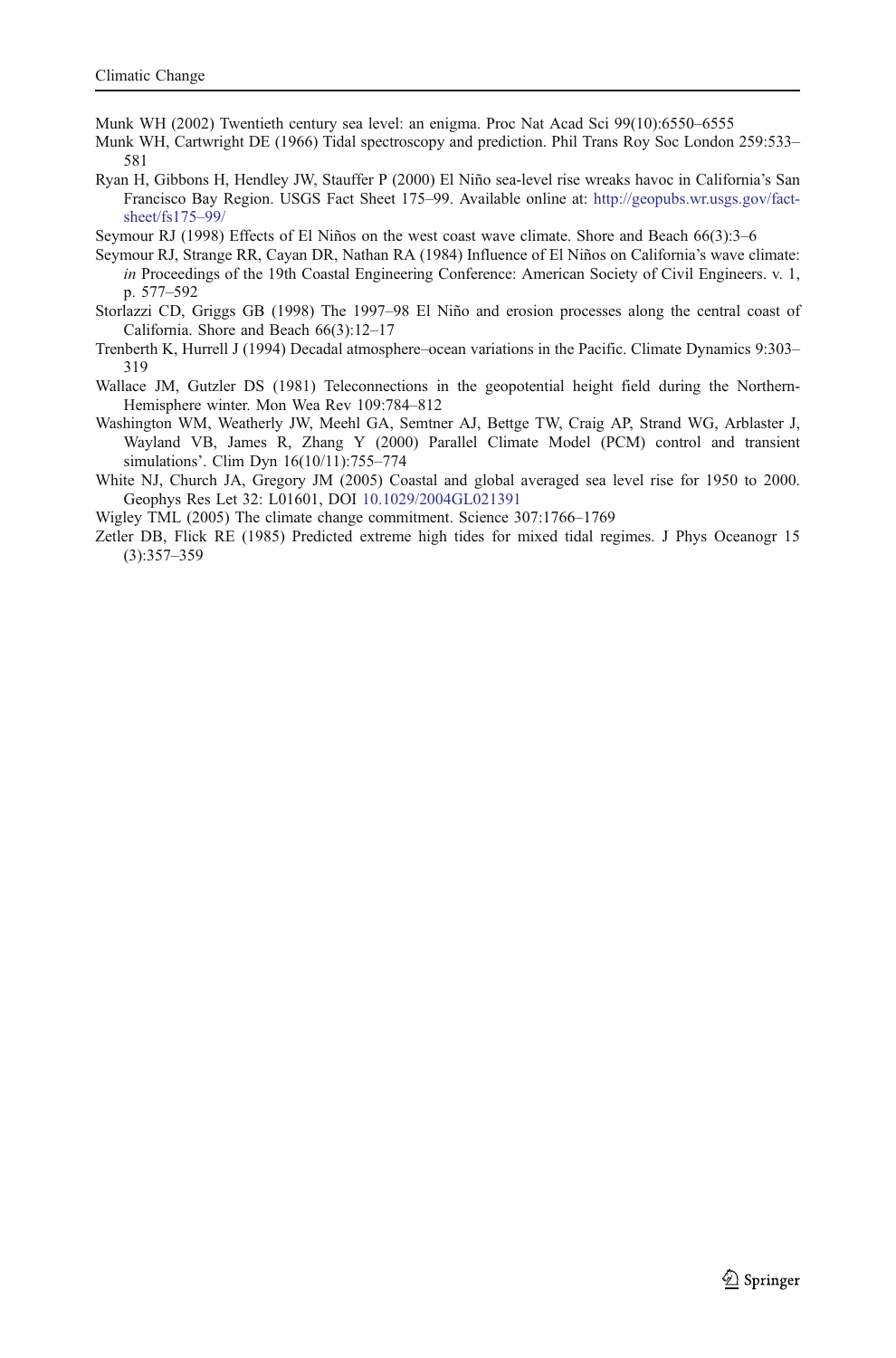Munk WH (2002) Twentieth century sea level: an enigma. Proc Nat Acad Sci 99(10):6550–6555

Munk WH, Cartwright DE (1966) Tidal spectroscopy and prediction. Phil Trans Roy Soc London 259:533–581

Ryan H, Gibbons H, Hendley JW, Stauffer P (2000) El Niño sea-level rise wreaks havoc in California's San Francisco Bay Region. USGS Fact Sheet 175–99. Available online at: http://geopubs.wr.usgs.gov/fact-sheet/fs175–99/

Seymour RJ (1998) Effects of El Niños on the west coast wave climate. Shore and Beach 66(3):3–6

Seymour RJ, Strange RR, Cayan DR, Nathan RA (1984) Influence of El Niños on California's wave climate: *in* Proceedings of the 19th Coastal Engineering Conference: American Society of Civil Engineers. v. 1, p. 577–592

Storlazzi CD, Griggs GB (1998) The 1997–98 El Niño and erosion processes along the central coast of California. Shore and Beach 66(3):12–17

Trenberth K, Hurrell J (1994) Decadal atmosphere–ocean variations in the Pacific. Climate Dynamics 9:303–319

Wallace JM, Gutzler DS (1981) Teleconnections in the geopotential height field during the Northern-Hemisphere winter. Mon Wea Rev 109:784–812

Washington WM, Weatherly JW, Meehl GA, Semtner AJ, Bettge TW, Craig AP, Strand WG, Arblaster J, Wayland VB, James R, Zhang Y (2000) Parallel Climate Model (PCM) control and transient simulations'. Clim Dyn 16(10/11):755–774

White NJ, Church JA, Gregory JM (2005) Coastal and global averaged sea level rise for 1950 to 2000. Geophys Res Let 32: L01601, DOI 10.1029/2004GL021391

Wigley TML (2005) The climate change commitment. Science 307:1766–1769

Zetler DB, Flick RE (1985) Predicted extreme high tides for mixed tidal regimes. J Phys Oceanogr 15 (3):357–359